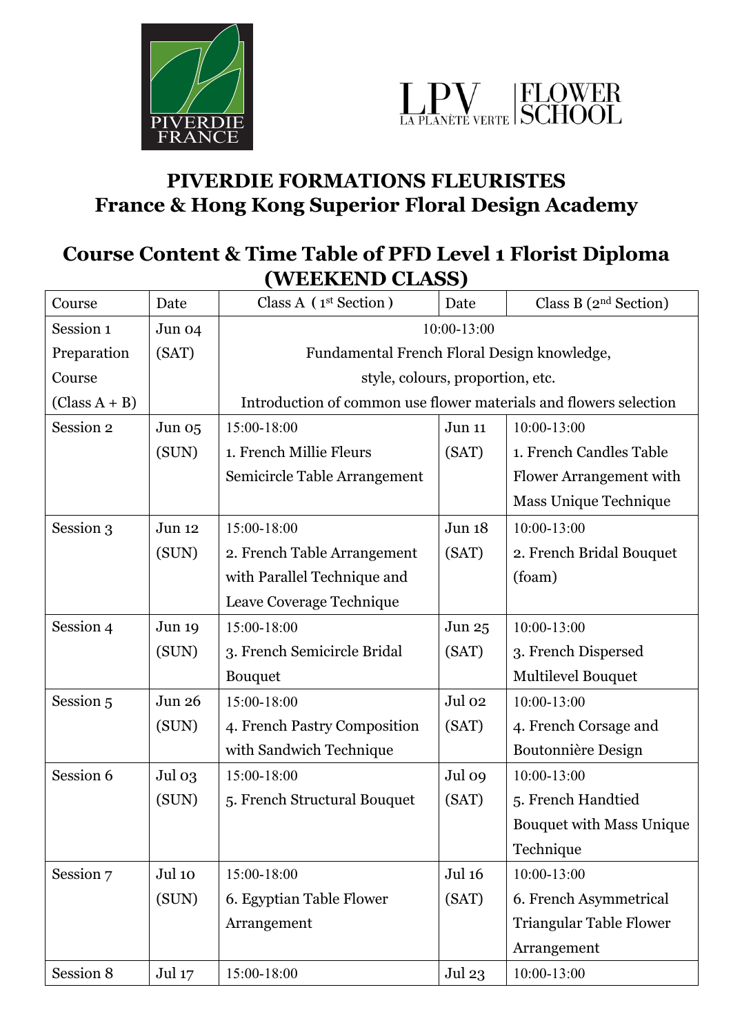PIVERDIE FRANCE

LPV LA PLANÈTE VERTE | FLOWER SCHOOL

# PIVERDIE FORMATIONS FLEURISTES
# France & Hong Kong Superior Floral Design Academy

## Course Content & Time Table of PFD Level 1 Florist Diploma (WEEKEND CLASS)

| Course | Date | Class A ( 1st Section ) | Date | Class B (2nd Section) |
|---|---|---|---|---|
| Session 1 Preparation Course (Class A + B) | Jun 04 (SAT) | 10:00-13:00 Fundamental French Floral Design knowledge, style, colours, proportion, etc. Introduction of common use flower materials and flowers selection | | |
| Session 2 | Jun 05 (SUN) | 15:00-18:00 1. French Millie Fleurs Semicircle Table Arrangement | Jun 11 (SAT) | 10:00-13:00 1. French Candles Table Flower Arrangement with Mass Unique Technique |
| Session 3 | Jun 12 (SUN) | 15:00-18:00 2. French Table Arrangement with Parallel Technique and Leave Coverage Technique | Jun 18 (SAT) | 10:00-13:00 2. French Bridal Bouquet (foam) |
| Session 4 | Jun 19 (SUN) | 15:00-18:00 3. French Semicircle Bridal Bouquet | Jun 25 (SAT) | 10:00-13:00 3. French Dispersed Multilevel Bouquet |
| Session 5 | Jun 26 (SUN) | 15:00-18:00 4. French Pastry Composition with Sandwich Technique | Jul 02 (SAT) | 10:00-13:00 4. French Corsage and Boutonnière Design |
| Session 6 | Jul 03 (SUN) | 15:00-18:00 5. French Structural Bouquet | Jul 09 (SAT) | 10:00-13:00 5. French Handtied Bouquet with Mass Unique Technique |
| Session 7 | Jul 10 (SUN) | 15:00-18:00 6. Egyptian Table Flower Arrangement | Jul 16 (SAT) | 10:00-13:00 6. French Asymmetrical Triangular Table Flower Arrangement |
| Session 8 | Jul 17 | 15:00-18:00 | Jul 23 | 10:00-13:00 |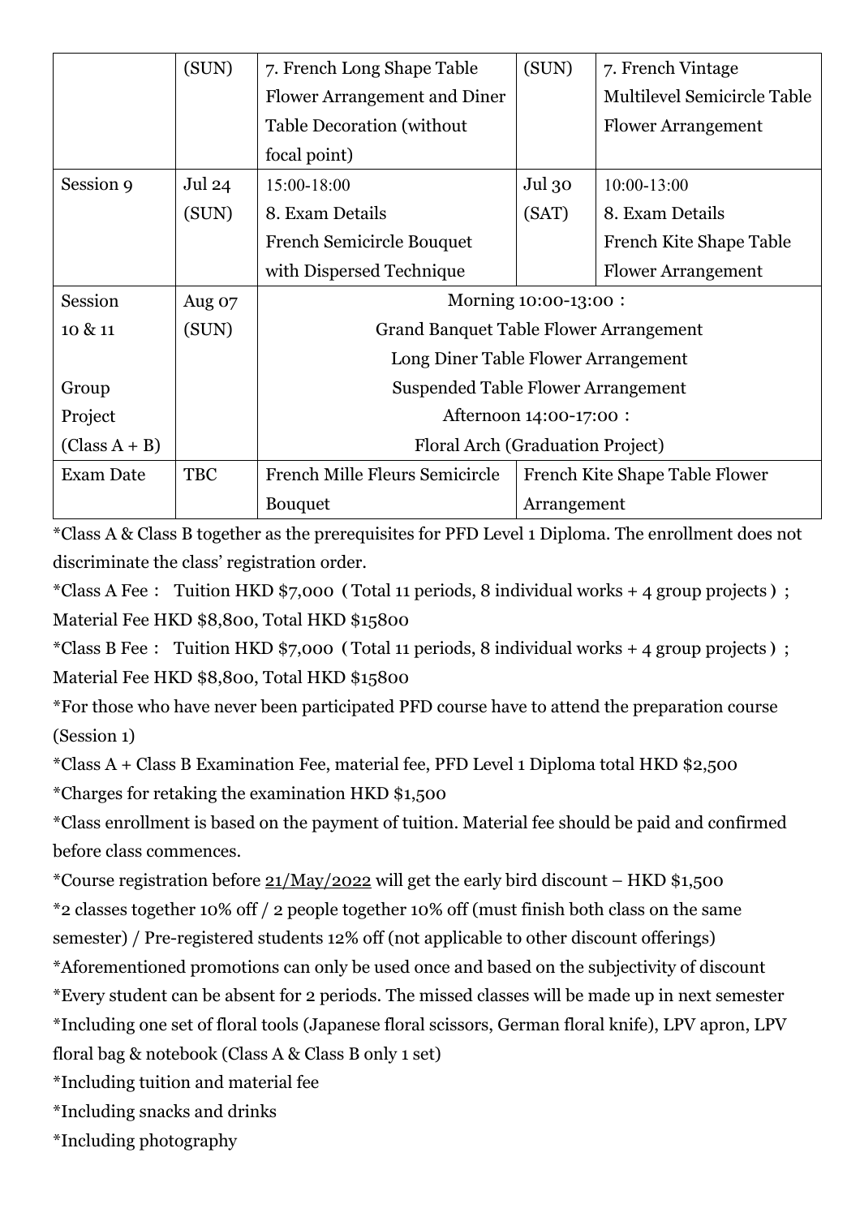| | | | | |
|---|---|---|---|---|
| | (SUN) | 7. French Long Shape Table Flower Arrangement and Diner Table Decoration (without focal point) | (SUN) | 7. French Vintage Multilevel Semicircle Table Flower Arrangement |
| Session 9 | Jul 24 (SUN) | 15:00-18:00<br>8. Exam Details<br>French Semicircle Bouquet with Dispersed Technique | Jul 30 (SAT) | 10:00-13:00<br>8. Exam Details<br>French Kite Shape Table Flower Arrangement |
| Session 10 & 11<br><br>Group Project (Class A + B) | Aug 07 (SUN) | Morning 10:00-13:00：<br>Grand Banquet Table Flower Arrangement<br>Long Diner Table Flower Arrangement<br>Suspended Table Flower Arrangement<br>Afternoon 14:00-17:00：<br>Floral Arch (Graduation Project) | | |
| Exam Date | TBC | French Mille Fleurs Semicircle Bouquet | French Kite Shape Table Flower Arrangement | |

*Class A & Class B together as the prerequisites for PFD Level 1 Diploma. The enrollment does not discriminate the class' registration order.

*Class A Fee： Tuition HKD $7,000（Total 11 periods, 8 individual works + 4 group projects）; Material Fee HKD $8,800, Total HKD $15800

*Class B Fee： Tuition HKD $7,000（Total 11 periods, 8 individual works + 4 group projects）; Material Fee HKD $8,800, Total HKD $15800

*For those who have never been participated PFD course have to attend the preparation course (Session 1)

*Class A + Class B Examination Fee, material fee, PFD Level 1 Diploma total HKD $2,500

*Charges for retaking the examination HKD $1,500

*Class enrollment is based on the payment of tuition. Material fee should be paid and confirmed before class commences.

*Course registration before <u>21/May/2022</u> will get the early bird discount – HKD $1,500

*2 classes together 10% off / 2 people together 10% off (must finish both class on the same semester) / Pre-registered students 12% off (not applicable to other discount offerings)

*Aforementioned promotions can only be used once and based on the subjectivity of discount

*Every student can be absent for 2 periods. The missed classes will be made up in next semester

*Including one set of floral tools (Japanese floral scissors, German floral knife), LPV apron, LPV floral bag & notebook (Class A & Class B only 1 set)

*Including tuition and material fee

*Including snacks and drinks

*Including photography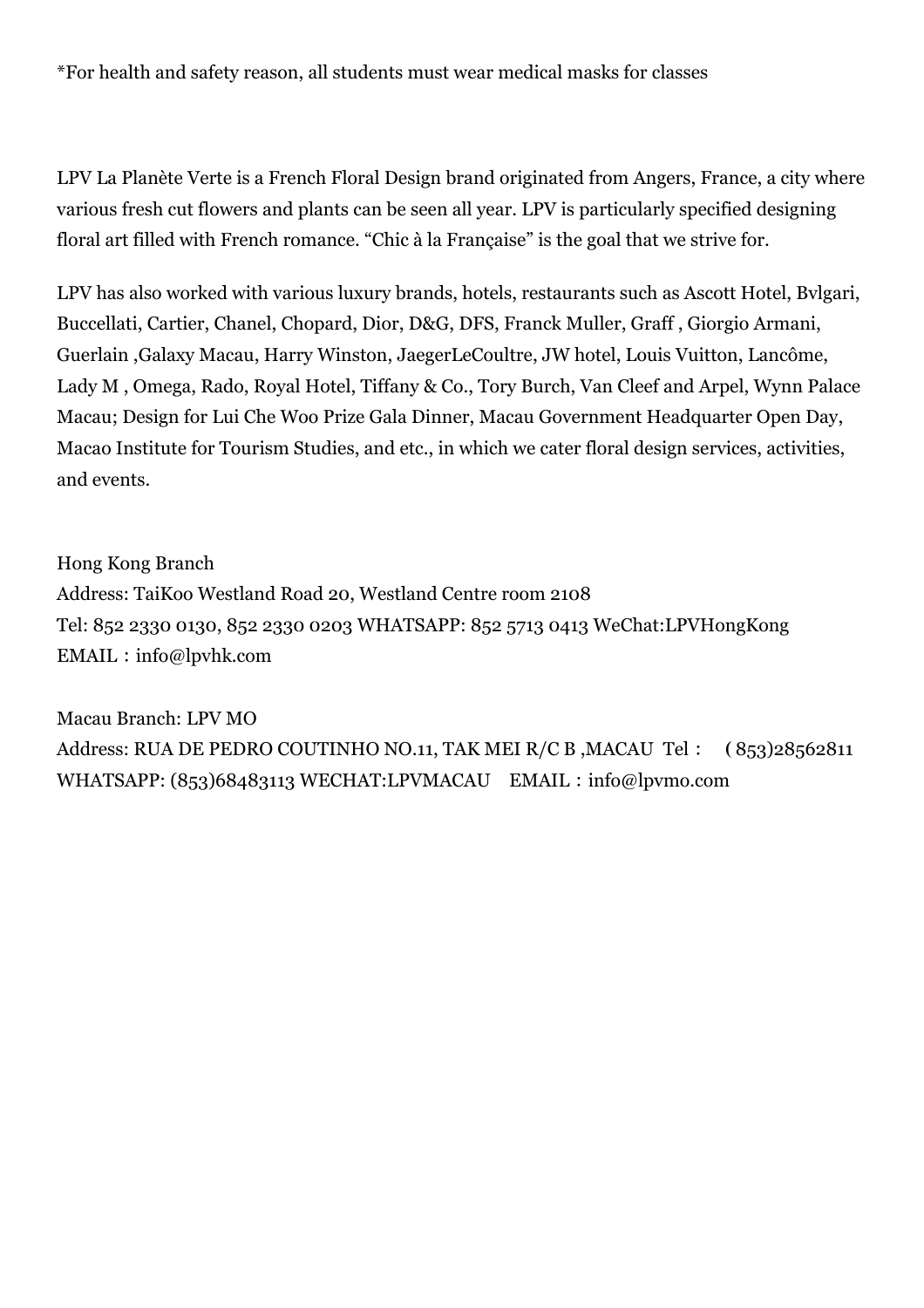*For health and safety reason, all students must wear medical masks for classes

LPV La Planète Verte is a French Floral Design brand originated from Angers, France, a city where various fresh cut flowers and plants can be seen all year. LPV is particularly specified designing floral art filled with French romance. “Chic à la Française” is the goal that we strive for.

LPV has also worked with various luxury brands, hotels, restaurants such as Ascott Hotel, Bvlgari, Buccellati, Cartier, Chanel, Chopard, Dior, D&G, DFS, Franck Muller, Graff , Giorgio Armani, Guerlain ,Galaxy Macau, Harry Winston, JaegerLeCoultre, JW hotel, Louis Vuitton, Lancôme, Lady M , Omega, Rado, Royal Hotel, Tiffany & Co., Tory Burch, Van Cleef and Arpel, Wynn Palace Macau; Design for Lui Che Woo Prize Gala Dinner, Macau Government Headquarter Open Day, Macao Institute for Tourism Studies, and etc., in which we cater floral design services, activities, and events.

Hong Kong Branch
Address: TaiKoo Westland Road 20, Westland Centre room 2108
Tel: 852 2330 0130, 852 2330 0203 WHATSAPP: 852 5713 0413 WeChat:LPVHongKong
EMAIL：info@lpvhk.com

Macau Branch: LPV MO
Address: RUA DE PEDRO COUTINHO NO.11, TAK MEI R/C B ,MACAU Tel： ( 853)28562811
WHATSAPP: (853)68483113 WECHAT:LPVMACAU EMAIL：info@lpvmo.com